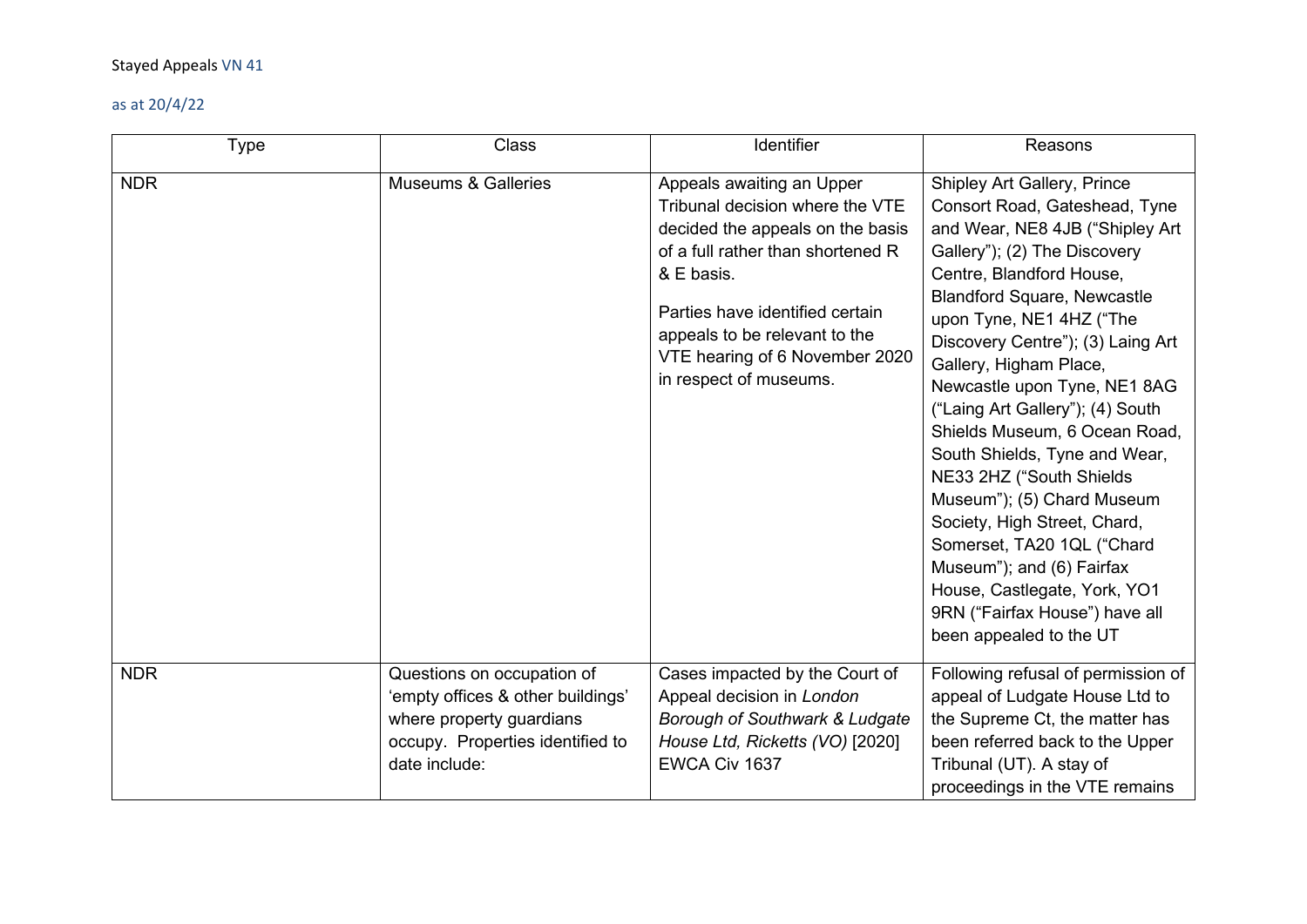Stayed Appeals VN 41

as at 20/4/22

| Type | Class | Identifier | Reasons |
|---|---|---|---|
| NDR | Museums & Galleries | Appeals awaiting an Upper Tribunal decision where the VTE decided the appeals on the basis of a full rather than shortened R & E basis.<br><br>Parties have identified certain appeals to be relevant to the VTE hearing of 6 November 2020 in respect of museums. | Shipley Art Gallery, Prince Consort Road, Gateshead, Tyne and Wear, NE8 4JB ("Shipley Art Gallery"); (2) The Discovery Centre, Blandford House, Blandford Square, Newcastle upon Tyne, NE1 4HZ ("The Discovery Centre"); (3) Laing Art Gallery, Higham Place, Newcastle upon Tyne, NE1 8AG ("Laing Art Gallery"); (4) South Shields Museum, 6 Ocean Road, South Shields, Tyne and Wear, NE33 2HZ ("South Shields Museum"); (5) Chard Museum Society, High Street, Chard, Somerset, TA20 1QL ("Chard Museum"); and (6) Fairfax House, Castlegate, York, YO1 9RN ("Fairfax House") have all been appealed to the UT |
| NDR | Questions on occupation of 'empty offices & other buildings' where property guardians occupy. Properties identified to date include: | Cases impacted by the Court of Appeal decision in *London Borough of Southwark & Ludgate House Ltd, Ricketts (VO)* [2020] EWCA Civ 1637 | Following refusal of permission of appeal of Ludgate House Ltd to the Supreme Ct, the matter has been referred back to the Upper Tribunal (UT). A stay of proceedings in the VTE remains |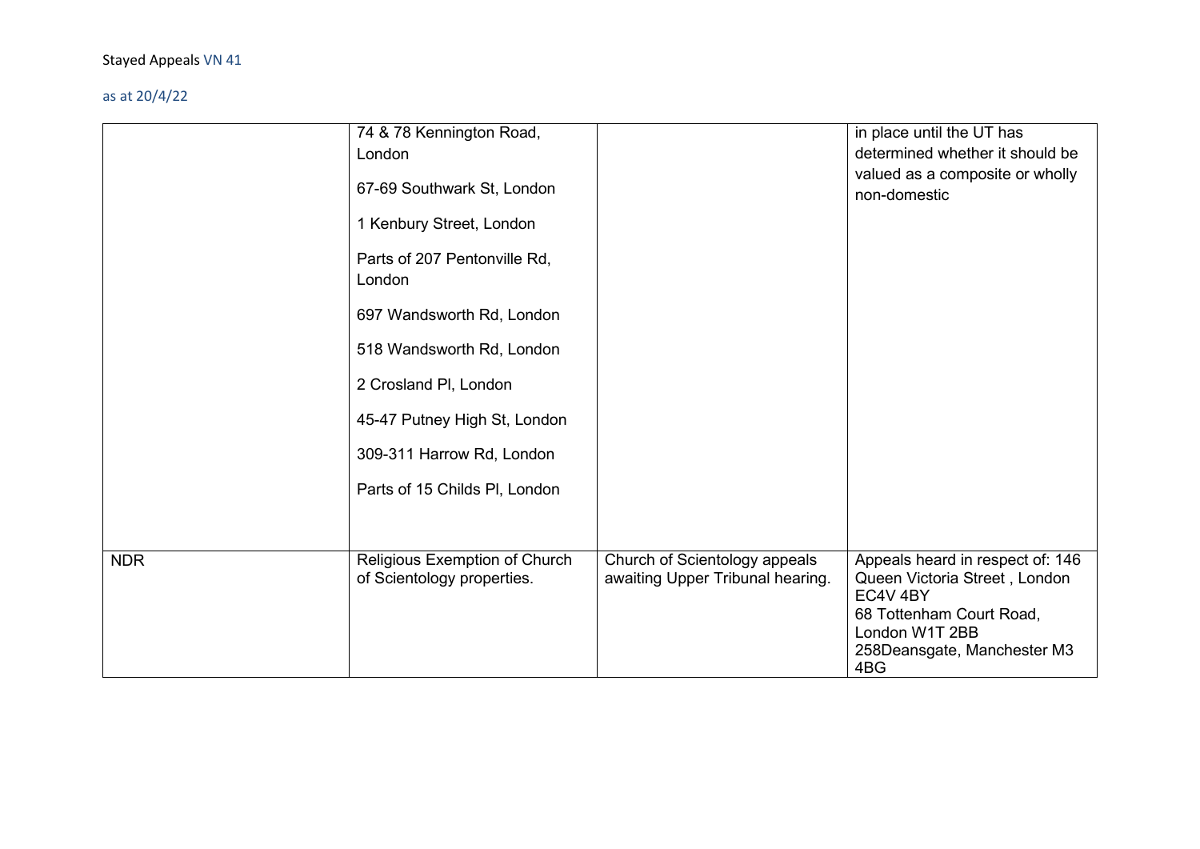Stayed Appeals VN 41

as at 20/4/22

| | | | |
|---|---|---|---|
| | 74 & 78 Kennington Road, London<br><br>67-69 Southwark St, London<br><br>1 Kenbury Street, London<br><br>Parts of 207 Pentonville Rd, London<br><br>697 Wandsworth Rd, London<br><br>518 Wandsworth Rd, London<br><br>2 Crosland Pl, London<br><br>45-47 Putney High St, London<br><br>309-311 Harrow Rd, London<br><br>Parts of 15 Childs Pl, London | | in place until the UT has determined whether it should be valued as a composite or wholly non-domestic |
| NDR | Religious Exemption of Church of Scientology properties. | Church of Scientology appeals awaiting Upper Tribunal hearing. | Appeals heard in respect of: 146 Queen Victoria Street , London EC4V 4BY<br>68 Tottenham Court Road, London W1T 2BB<br>258Deansgate, Manchester M3 4BG |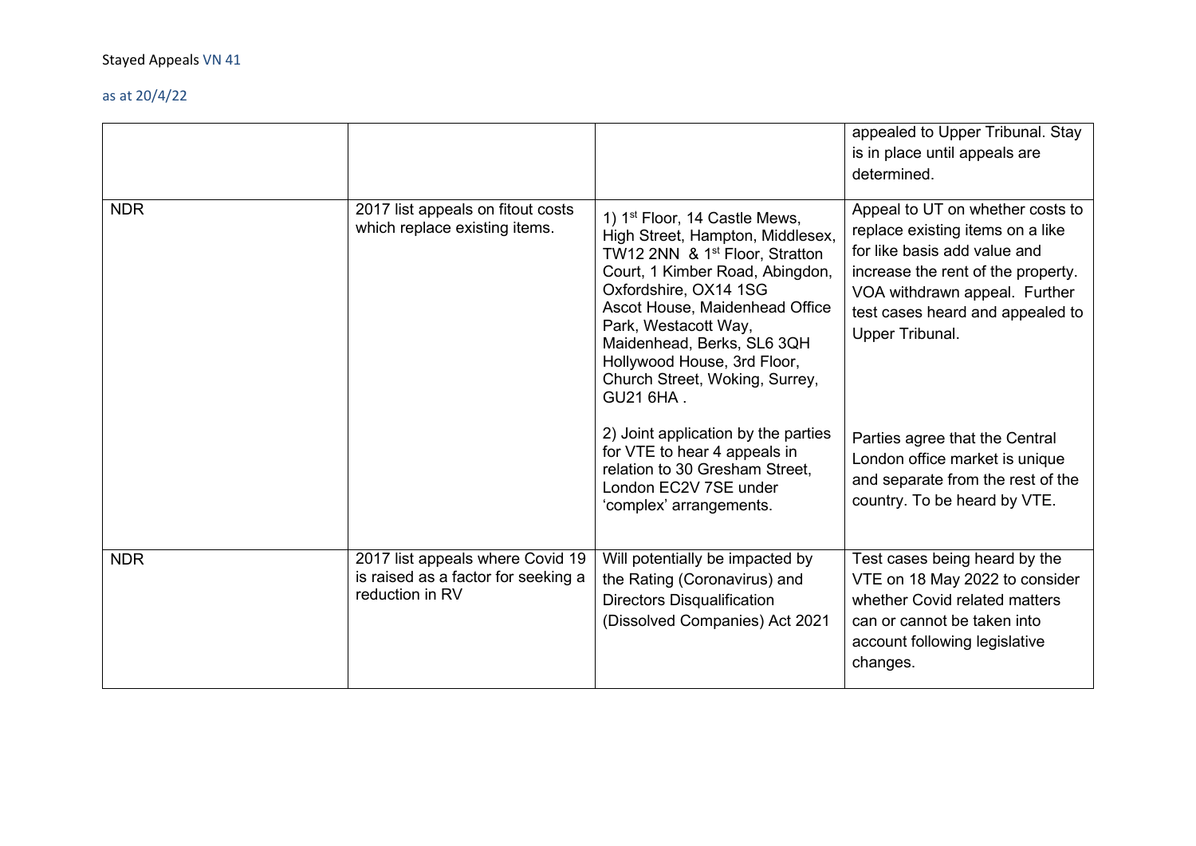Stayed Appeals VN 41

as at 20/4/22

| | | | |
|---|---|---|---|
| | | | appealed to Upper Tribunal. Stay is in place until appeals are determined. |
| NDR | 2017 list appeals on fitout costs which replace existing items. | 1) 1st Floor, 14 Castle Mews, High Street, Hampton, Middlesex, TW12 2NN & 1st Floor, Stratton Court, 1 Kimber Road, Abingdon, Oxfordshire, OX14 1SG<br>Ascot House, Maidenhead Office Park, Westacott Way, Maidenhead, Berks, SL6 3QH<br>Hollywood House, 3rd Floor, Church Street, Woking, Surrey, GU21 6HA .<br><br>2) Joint application by the parties for VTE to hear 4 appeals in relation to 30 Gresham Street, London EC2V 7SE under 'complex' arrangements. | Appeal to UT on whether costs to replace existing items on a like for like basis add value and increase the rent of the property. VOA withdrawn appeal. Further test cases heard and appealed to Upper Tribunal.<br><br>Parties agree that the Central London office market is unique and separate from the rest of the country. To be heard by VTE. |
| NDR | 2017 list appeals where Covid 19 is raised as a factor for seeking a reduction in RV | Will potentially be impacted by the Rating (Coronavirus) and Directors Disqualification (Dissolved Companies) Act 2021 | Test cases being heard by the VTE on 18 May 2022 to consider whether Covid related matters can or cannot be taken into account following legislative changes. |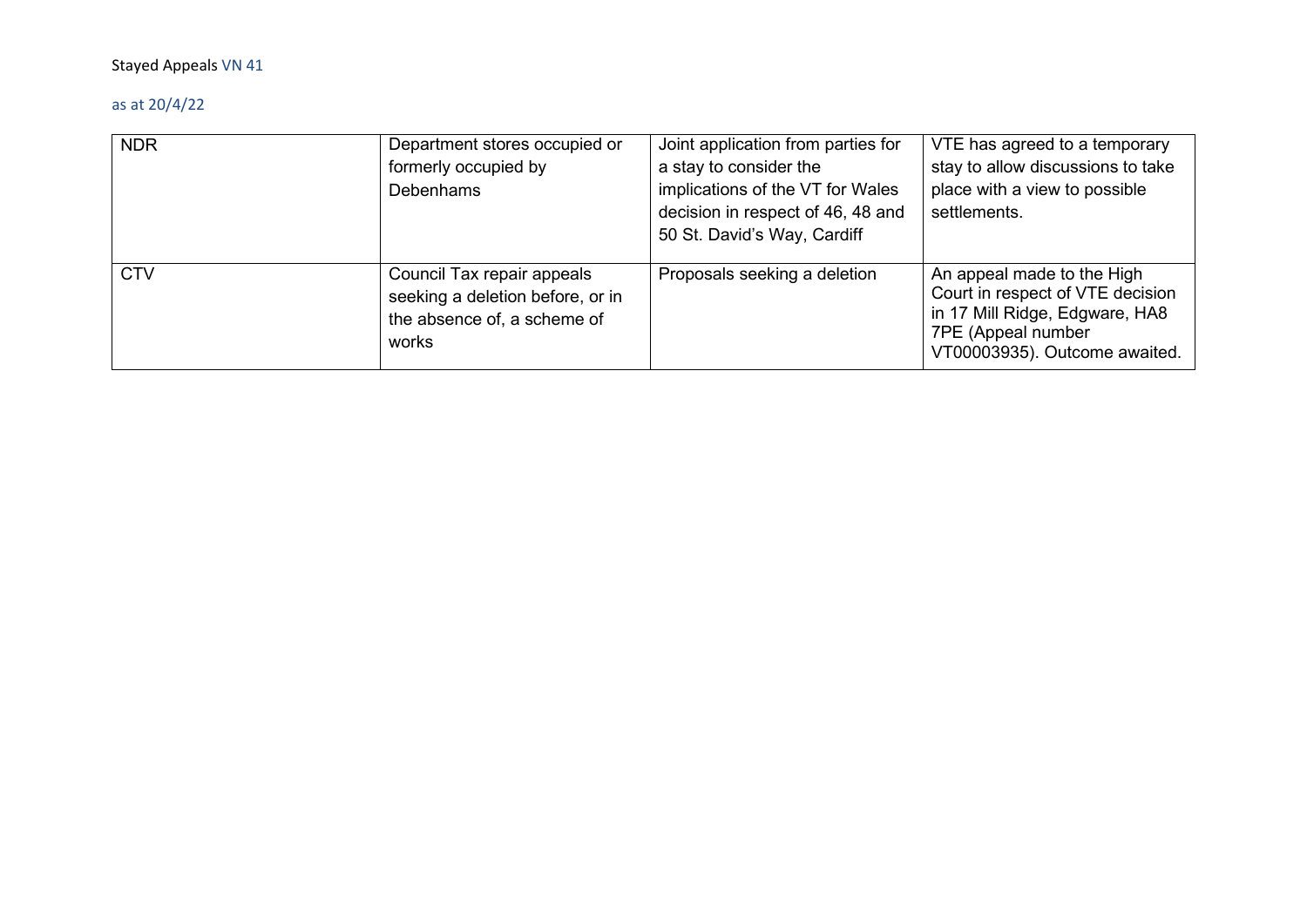Stayed Appeals VN 41

as at 20/4/22

| | | | |
|---|---|---|---|
| NDR | Department stores occupied or formerly occupied by Debenhams | Joint application from parties for a stay to consider the implications of the VT for Wales decision in respect of 46, 48 and 50 St. David's Way, Cardiff | VTE has agreed to a temporary stay to allow discussions to take place with a view to possible settlements. |
| CTV | Council Tax repair appeals seeking a deletion before, or in the absence of, a scheme of works | Proposals seeking a deletion | An appeal made to the High Court in respect of VTE decision in 17 Mill Ridge, Edgware, HA8 7PE (Appeal number VT00003935). Outcome awaited. |